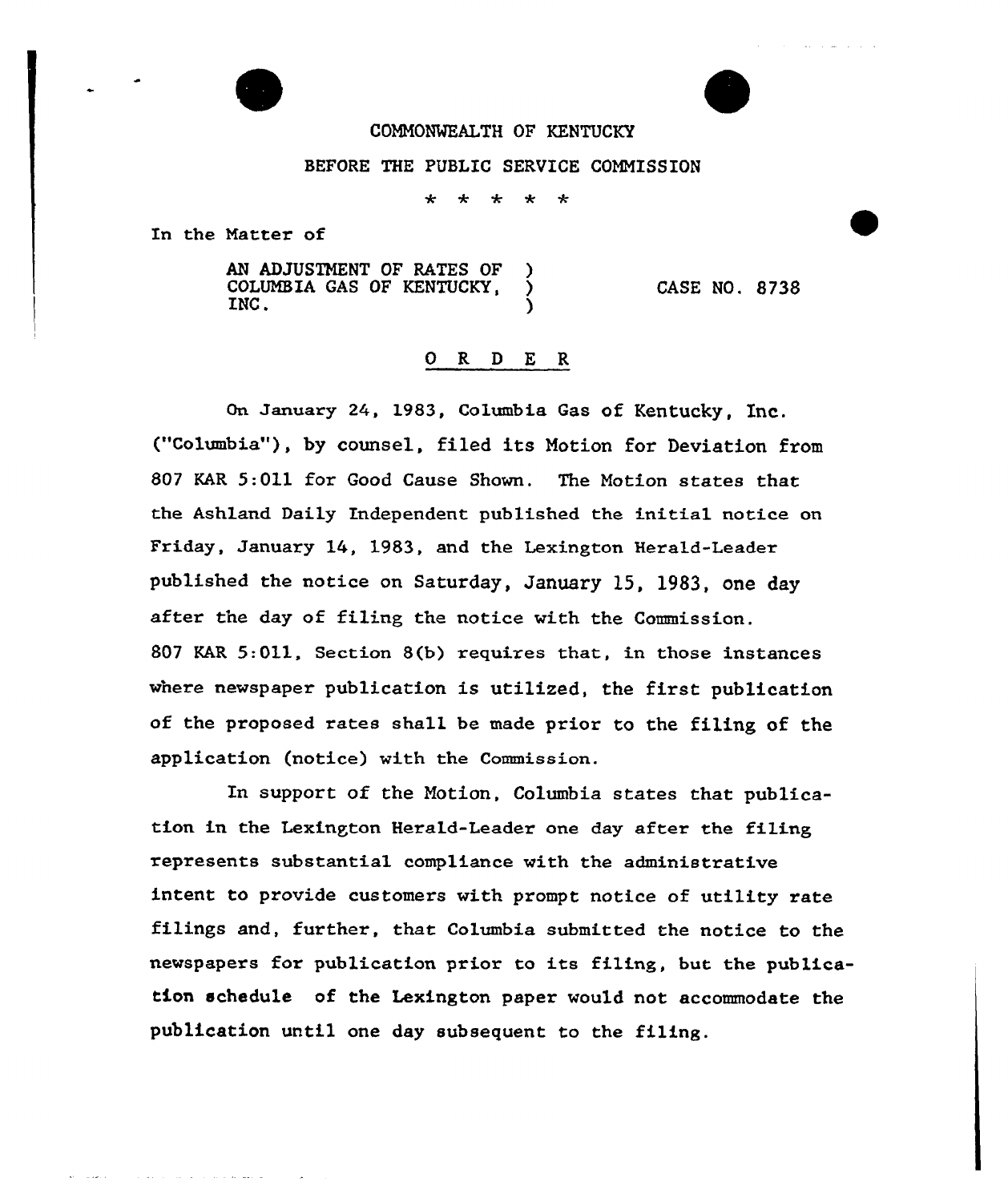COMMONWEALTH OF KENTUCKY

BEFORE THE PUBLIC SERVICE COMMISSION

\* \* \* \* \*

In the Matter of

AN ADJUSTMENT OF RATES OF COLUMBIA GAS OF KENTUCKY, INC. ) CASE NO. 8738

## O R D E R

On January 24, 1983, Columbia Gas of Kentucky, Inc. ("Columbia"), by counsel, filed its Motion for Deviation from 807 KAR 5:011 for Good Cause Shown. The Motion states that the Ashland Daily Independent published the initial notice on Friday, January 14, 1983, and the Lexington Herald-Leader published the notice on Saturday, January 15, 1983, one day after the day of filing the notice with the Commission. 807 KAR 5:011, Section 8(b) requires that, in those instances where newspaper publication is utilized, the first publication of the proposed rates shall be made prior to the filing of the application (notice) with the Commission.

In support of the Motion, Columbia states that publication in the Lexington Herald-Leader one day after the filing represents substantial compliance with the administrative intent to provide customers with prompt notice of utility rate filings and, further, that Columbia submitted the notice to the newspapers for publication prior to its filing, but the publication schedule of the Lexington paper would not accommodate the publication until one day subsequent to the filing.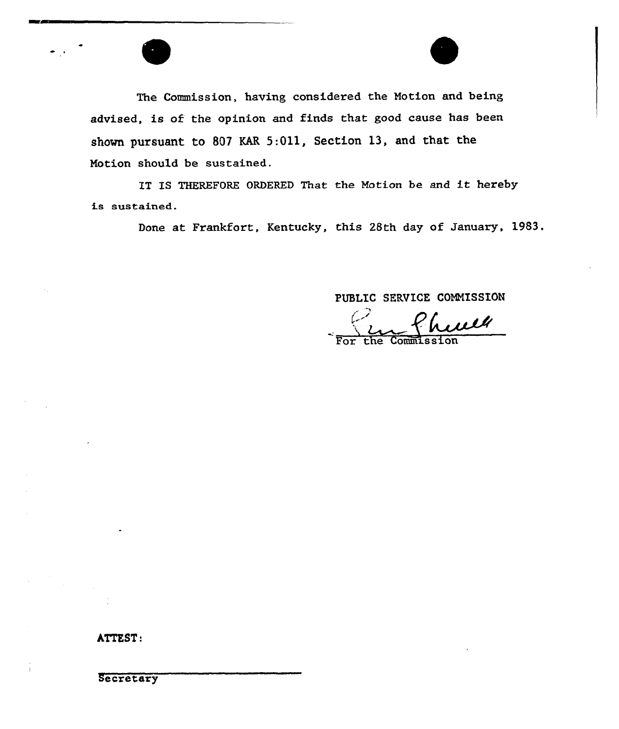The Commission, having considered the Motion and being advised, is of the opinion and finds that good cause has been shown pursuant to 807 KAR 5:011, Section 13, and that the Motion should be sustained.

IT IS THEREFORE ORDERED That the Motion be and it hereby is sustained.

Done at Frankfort, Kentucky, this 28th day of January, 1983.

PUBLIC SERVICE COMMISSION

For the Commission

ATTEST:

Secretary